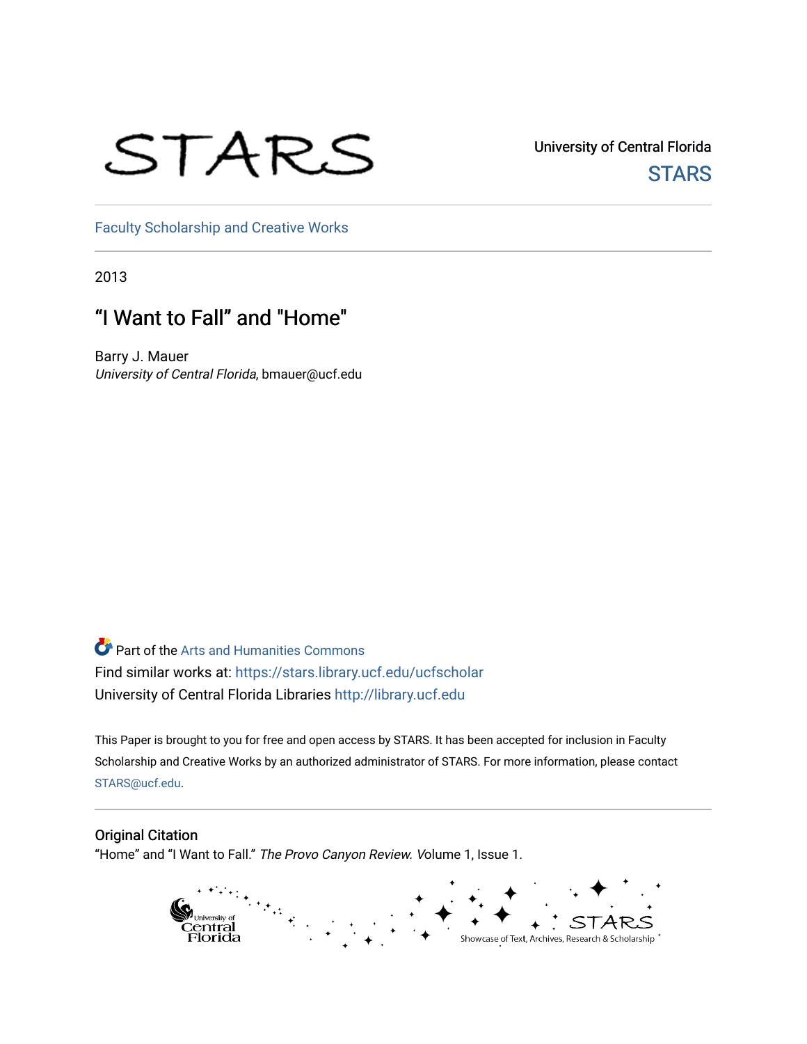STARS

University of Central Florida

STARS

Faculty Scholarship and Creative Works

2013

# "I Want to Fall" and "Home"

Barry J. Mauer
*University of Central Florida*, bmauer@ucf.edu

Part of the Arts and Humanities Commons

Find similar works at: https://stars.library.ucf.edu/ucfscholar

University of Central Florida Libraries http://library.ucf.edu

This Paper is brought to you for free and open access by STARS. It has been accepted for inclusion in Faculty Scholarship and Creative Works by an authorized administrator of STARS. For more information, please contact STARS@ucf.edu.

## Original Citation

"Home" and "I Want to Fall." *The Provo Canyon Review.* Volume 1, Issue 1.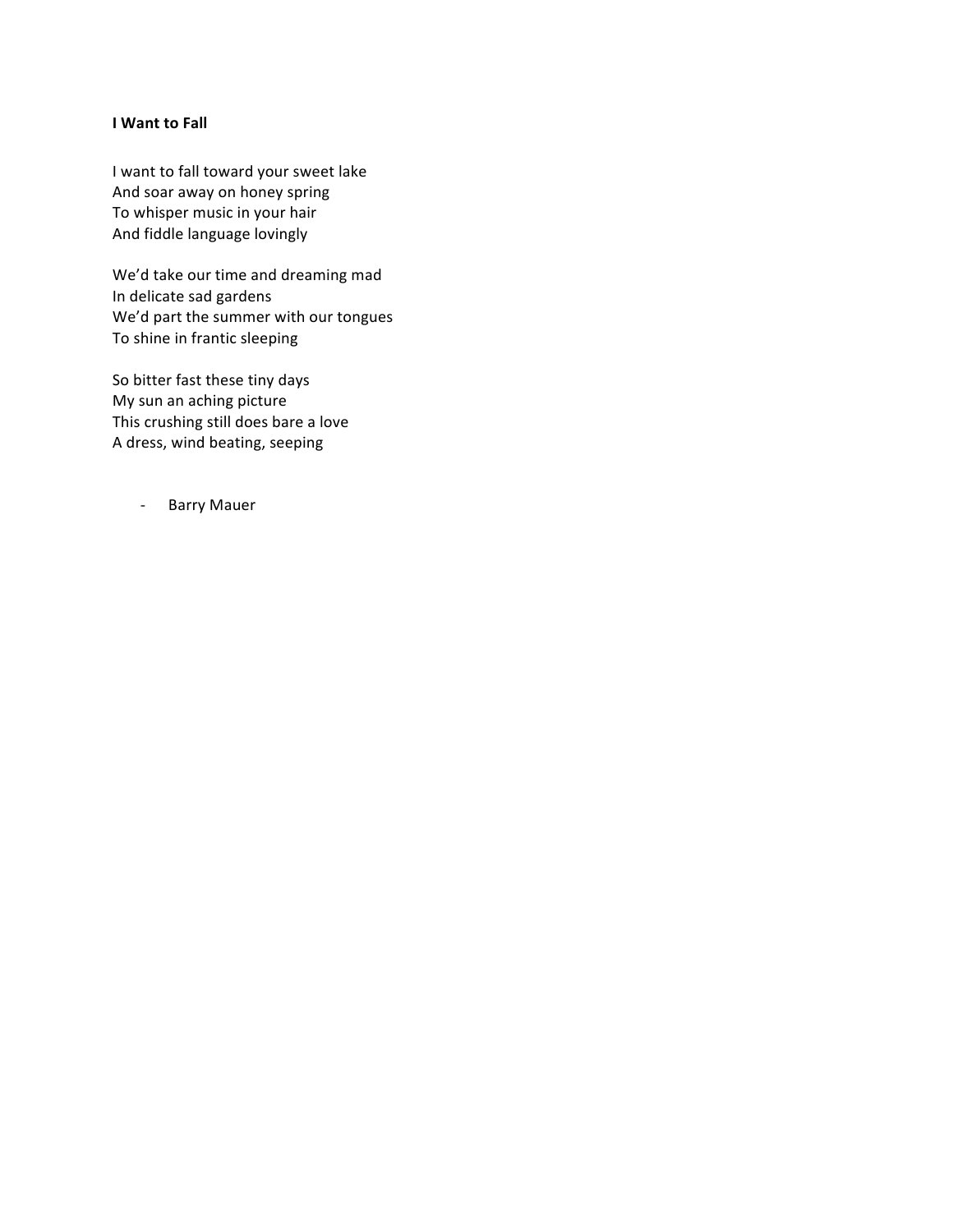**I Want to Fall**

I want to fall toward your sweet lake  
And soar away on honey spring  
To whisper music in your hair  
And fiddle language lovingly

We'd take our time and dreaming mad  
In delicate sad gardens  
We'd part the summer with our tongues  
To shine in frantic sleeping

So bitter fast these tiny days  
My sun an aching picture  
This crushing still does bare a love  
A dress, wind beating, seeping

- Barry Mauer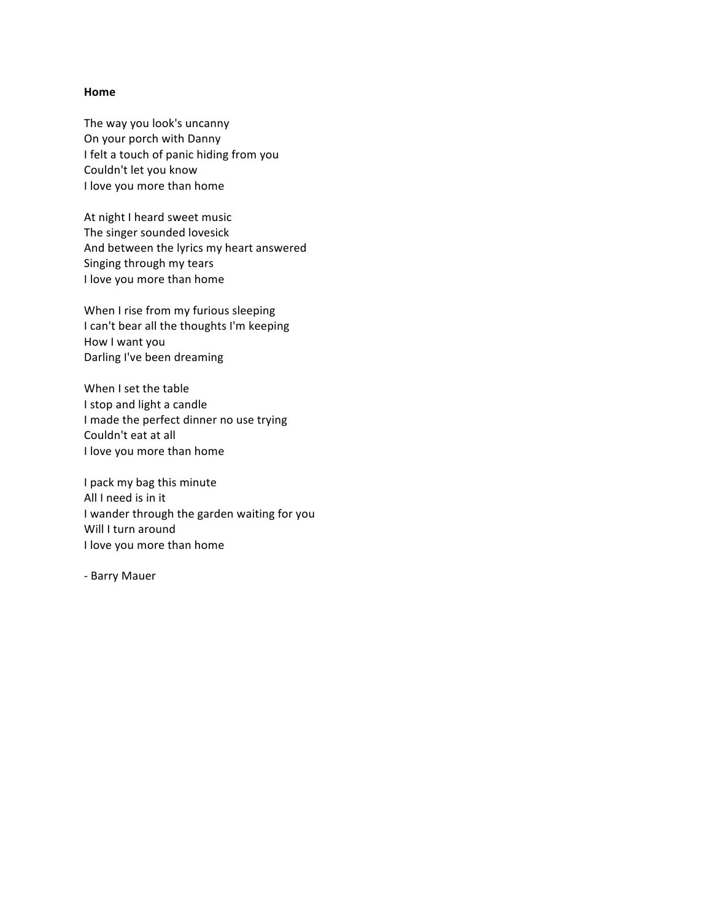**Home**

The way you look's uncanny
On your porch with Danny
I felt a touch of panic hiding from you
Couldn't let you know
I love you more than home

At night I heard sweet music
The singer sounded lovesick
And between the lyrics my heart answered
Singing through my tears
I love you more than home

When I rise from my furious sleeping
I can't bear all the thoughts I'm keeping
How I want you
Darling I've been dreaming

When I set the table
I stop and light a candle
I made the perfect dinner no use trying
Couldn't eat at all
I love you more than home

I pack my bag this minute
All I need is in it
I wander through the garden waiting for you
Will I turn around
I love you more than home

- Barry Mauer